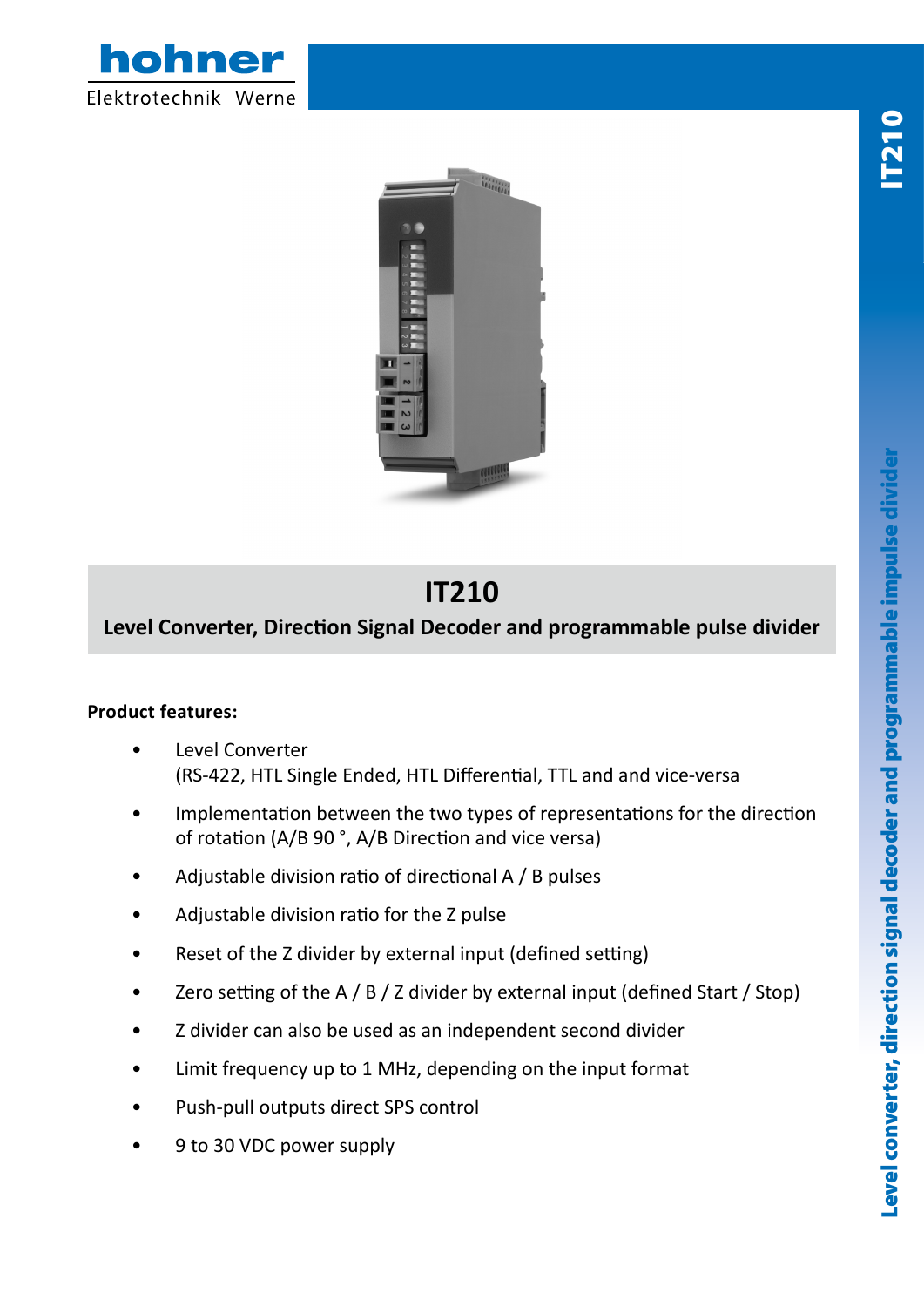hohner

Elektrotechnik Werne

# IT210

**Level Converter, Direction Signal Decoder and programmable pulse divider**

**Product features:**

- Level Converter
  (RS-422, HTL Single Ended, HTL Differential, TTL and and vice-versa
- Implementation between the two types of representations for the direction of rotation (A/B 90 °, A/B Direction and vice versa)
- Adjustable division ratio of directional A / B pulses
- Adjustable division ratio for the Z pulse
- Reset of the Z divider by external input (defined setting)
- Zero setting of the A / B / Z divider by external input (defined Start / Stop)
- Z divider can also be used as an independent second divider
- Limit frequency up to 1 MHz, depending on the input format
- Push-pull outputs direct SPS control
- 9 to 30 VDC power supply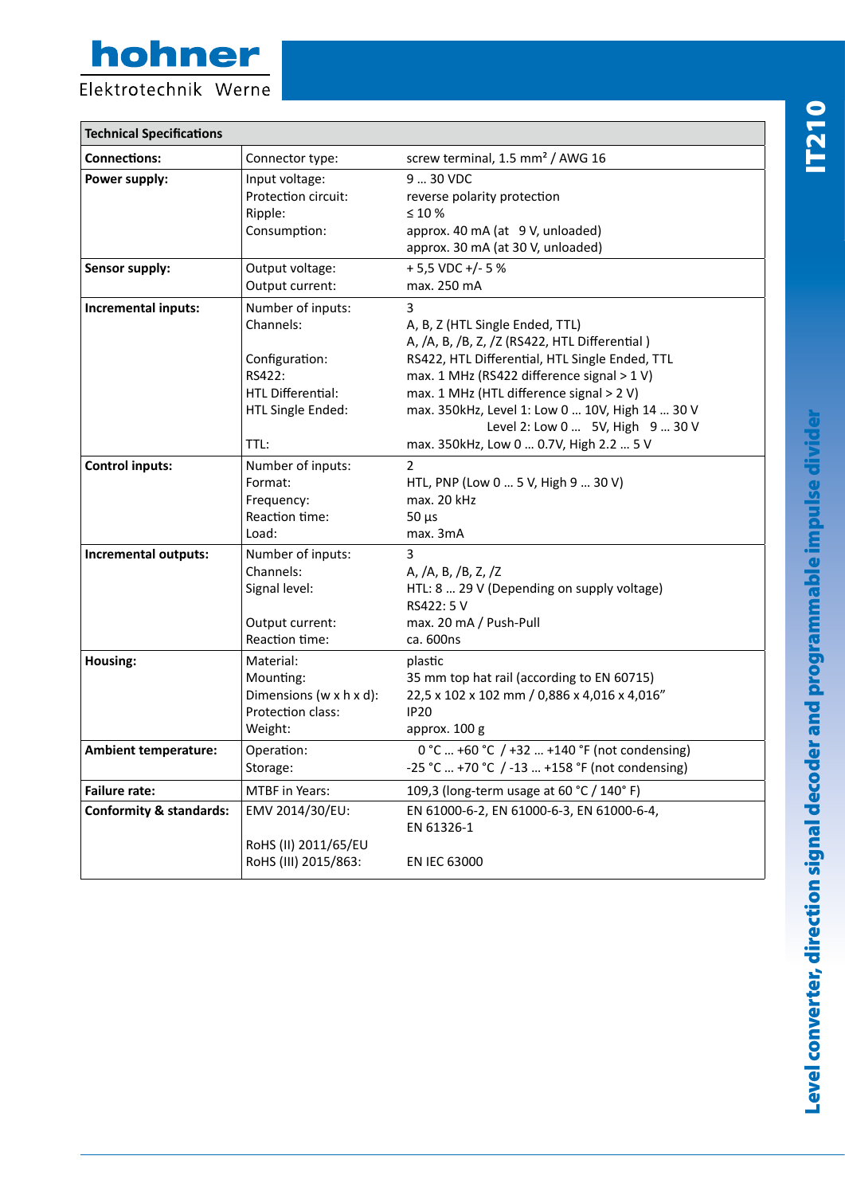| Technical Specifications | | |
|---|---|---|
| **Connections:** | Connector type: | screw terminal, 1.5 mm² / AWG 16 |
| **Power supply:** | Input voltage:<br>Protection circuit:<br>Ripple:<br>Consumption: | 9 … 30 VDC<br>reverse polarity protection<br>≤ 10 %<br>approx. 40 mA (at 9 V, unloaded)<br>approx. 30 mA (at 30 V, unloaded) |
| **Sensor supply:** | Output voltage:<br>Output current: | + 5,5 VDC +/- 5 %<br>max. 250 mA |
| **Incremental inputs:** | Number of inputs:<br>Channels:<br><br>Configuration:<br>RS422:<br>HTL Differential:<br>HTL Single Ended:<br><br>TTL: | 3<br>A, B, Z (HTL Single Ended, TTL)<br>A, /A, B, /B, Z, /Z (RS422, HTL Differential )<br>RS422, HTL Differential, HTL Single Ended, TTL<br>max. 1 MHz (RS422 difference signal > 1 V)<br>max. 1 MHz (HTL difference signal > 2 V)<br>max. 350kHz, Level 1: Low 0 … 10V, High 14 … 30 V<br>Level 2: Low 0 … 5V, High 9 … 30 V<br>max. 350kHz, Low 0 … 0.7V, High 2.2 … 5 V |
| **Control inputs:** | Number of inputs:<br>Format:<br>Frequency:<br>Reaction time:<br>Load: | 2<br>HTL, PNP (Low 0 … 5 V, High 9 … 30 V)<br>max. 20 kHz<br>50 µs<br>max. 3mA |
| **Incremental outputs:** | Number of inputs:<br>Channels:<br>Signal level:<br><br>Output current:<br>Reaction time: | 3<br>A, /A, B, /B, Z, /Z<br>HTL: 8 … 29 V (Depending on supply voltage)<br>RS422: 5 V<br>max. 20 mA / Push-Pull<br>ca. 600ns |
| **Housing:** | Material:<br>Mounting:<br>Dimensions (w x h x d):<br>Protection class:<br>Weight: | plastic<br>35 mm top hat rail (according to EN 60715)<br>22,5 x 102 x 102 mm / 0,886 x 4,016 x 4,016”<br>IP20<br>approx. 100 g |
| **Ambient temperature:** | Operation:<br>Storage: | 0 °C … +60 °C / +32 … +140 °F (not condensing)<br>-25 °C … +70 °C / -13 … +158 °F (not condensing) |
| **Failure rate:** | MTBF in Years: | 109,3 (long-term usage at 60 °C / 140° F) |
| **Conformity & standards:** | EMV 2014/30/EU:<br><br>RoHS (II) 2011/65/EU<br>RoHS (III) 2015/863: | EN 61000-6-2, EN 61000-6-3, EN 61000-6-4,<br>EN 61326-1<br><br>EN IEC 63000 |